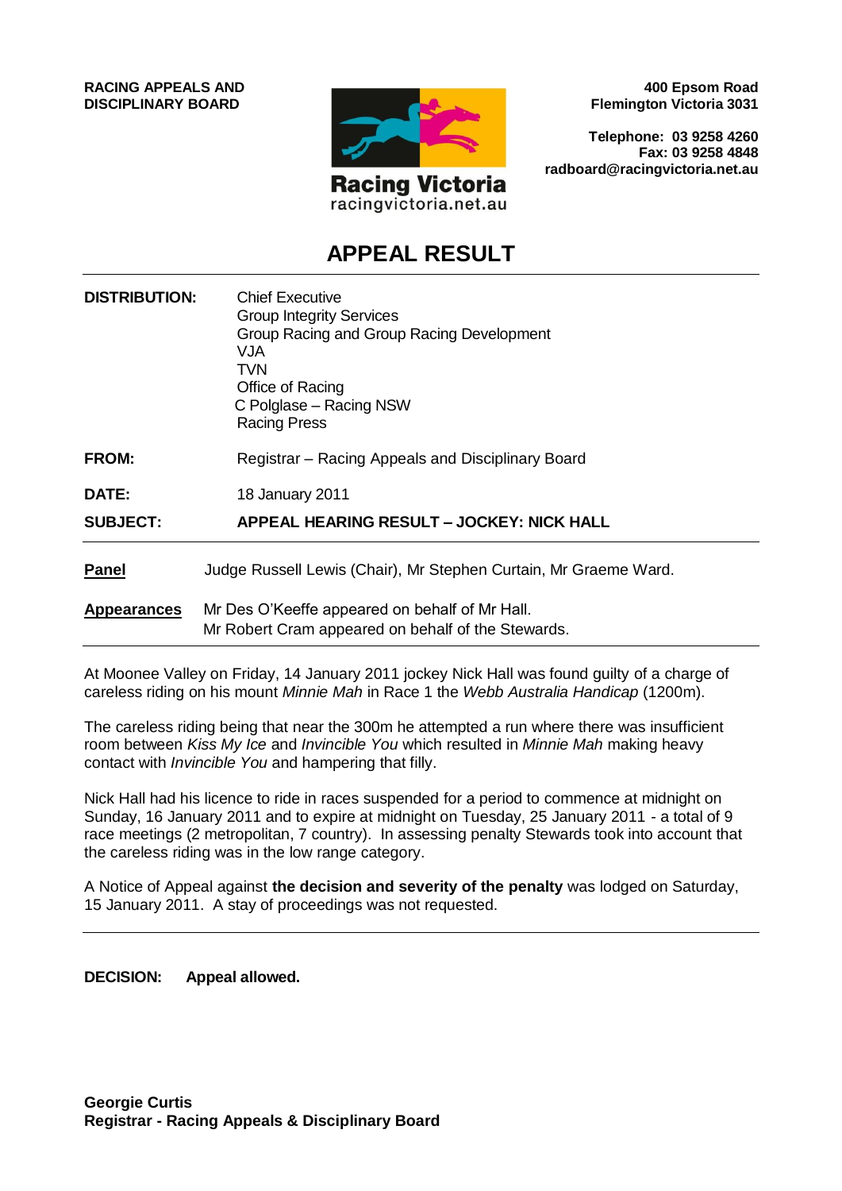**RACING APPEALS AND DISCIPLINARY BOARD**

Racing Victoria
racingvictoria.net.au

**400 Epsom Road**
**Flemington Victoria 3031**

**Telephone: 03 9258 4260**
**Fax: 03 9258 4848**
**radboard@racingvictoria.net.au**

# APPEAL RESULT

| | |
|---|---|
| **DISTRIBUTION:** | Chief Executive<br>Group Integrity Services<br>Group Racing and Group Racing Development<br>VJA<br>TVN<br>Office of Racing<br>C Polglase – Racing NSW<br>Racing Press |
| **FROM:** | Registrar – Racing Appeals and Disciplinary Board |
| **DATE:** | 18 January 2011 |
| **SUBJECT:** | **APPEAL HEARING RESULT – JOCKEY: NICK HALL** |

**Panel** Judge Russell Lewis (Chair), Mr Stephen Curtain, Mr Graeme Ward.

**Appearances** Mr Des O'Keeffe appeared on behalf of Mr Hall.
Mr Robert Cram appeared on behalf of the Stewards.

At Moonee Valley on Friday, 14 January 2011 jockey Nick Hall was found guilty of a charge of careless riding on his mount *Minnie Mah* in Race 1 the *Webb Australia Handicap* (1200m).

The careless riding being that near the 300m he attempted a run where there was insufficient room between *Kiss My Ice* and *Invincible You* which resulted in *Minnie Mah* making heavy contact with *Invincible You* and hampering that filly.

Nick Hall had his licence to ride in races suspended for a period to commence at midnight on Sunday, 16 January 2011 and to expire at midnight on Tuesday, 25 January 2011 - a total of 9 race meetings (2 metropolitan, 7 country). In assessing penalty Stewards took into account that the careless riding was in the low range category.

A Notice of Appeal against **the decision and severity of the penalty** was lodged on Saturday, 15 January 2011. A stay of proceedings was not requested.

**DECISION:** **Appeal allowed.**

**Georgie Curtis**
**Registrar - Racing Appeals & Disciplinary Board**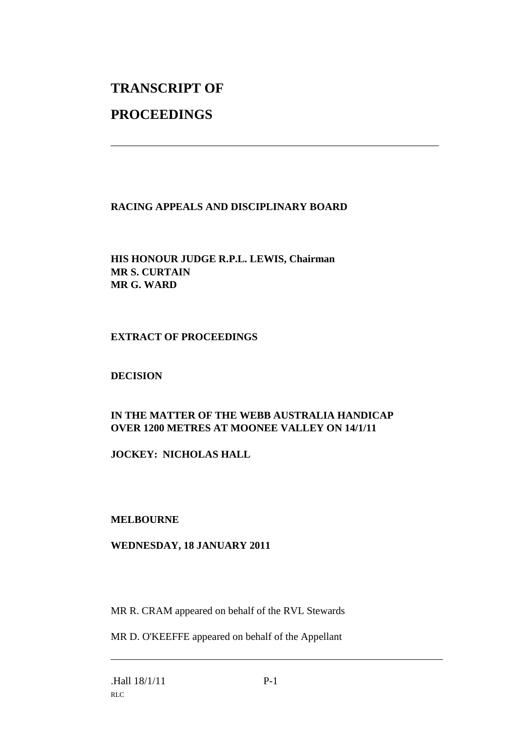# TRANSCRIPT OF

# PROCEEDINGS

---

**RACING APPEALS AND DISCIPLINARY BOARD**

**HIS HONOUR JUDGE R.P.L. LEWIS, Chairman**
**MR S. CURTAIN**
**MR G. WARD**

**EXTRACT OF PROCEEDINGS**

**DECISION**

**IN THE MATTER OF THE WEBB AUSTRALIA HANDICAP OVER 1200 METRES AT MOONEE VALLEY ON 14/1/11**

**JOCKEY: NICHOLAS HALL**

**MELBOURNE**

**WEDNESDAY, 18 JANUARY 2011**

MR R. CRAM appeared on behalf of the RVL Stewards

MR D. O'KEEFFE appeared on behalf of the Appellant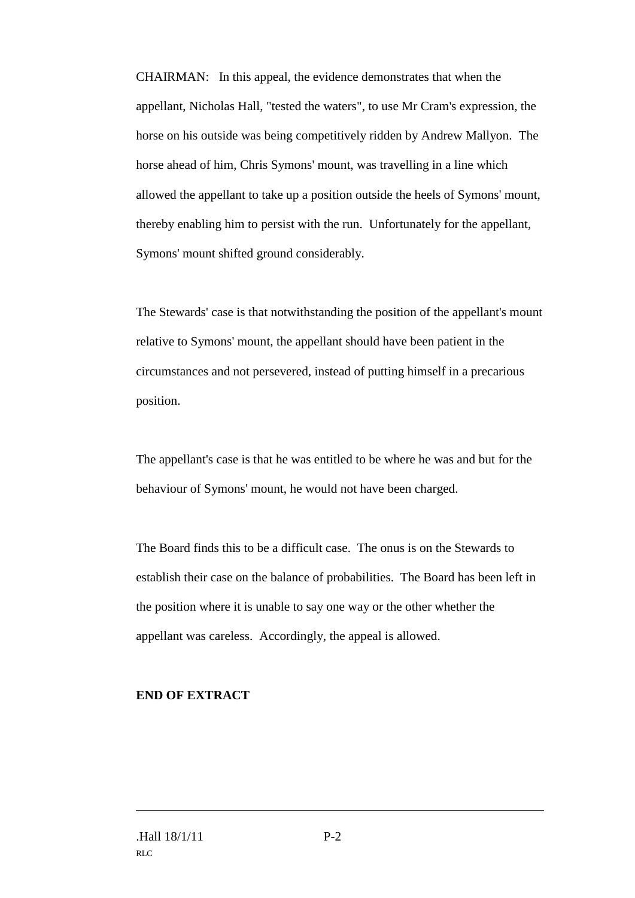CHAIRMAN: In this appeal, the evidence demonstrates that when the appellant, Nicholas Hall, "tested the waters", to use Mr Cram's expression, the horse on his outside was being competitively ridden by Andrew Mallyon. The horse ahead of him, Chris Symons' mount, was travelling in a line which allowed the appellant to take up a position outside the heels of Symons' mount, thereby enabling him to persist with the run. Unfortunately for the appellant, Symons' mount shifted ground considerably.

The Stewards' case is that notwithstanding the position of the appellant's mount relative to Symons' mount, the appellant should have been patient in the circumstances and not persevered, instead of putting himself in a precarious position.

The appellant's case is that he was entitled to be where he was and but for the behaviour of Symons' mount, he would not have been charged.

The Board finds this to be a difficult case. The onus is on the Stewards to establish their case on the balance of probabilities. The Board has been left in the position where it is unable to say one way or the other whether the appellant was careless. Accordingly, the appeal is allowed.

**END OF EXTRACT**